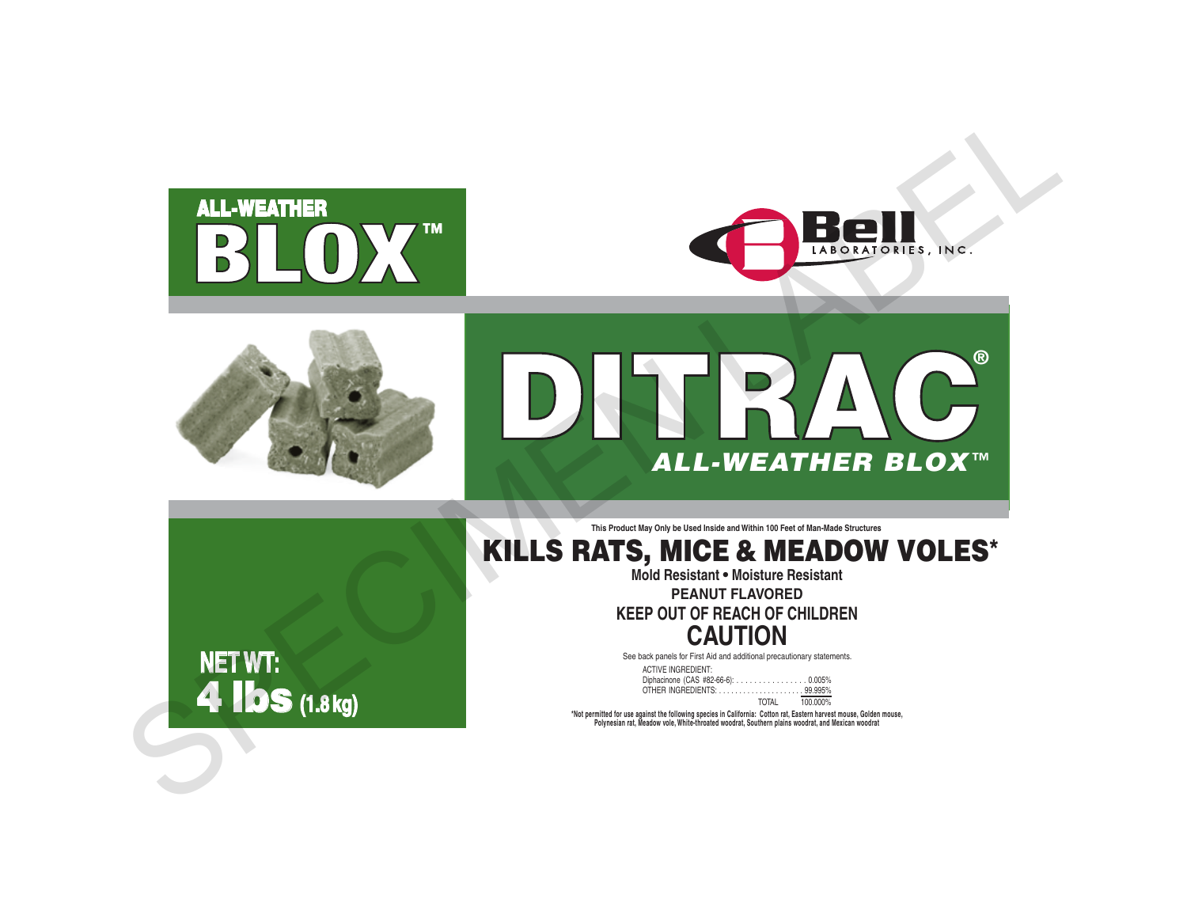ALL-WEATHER

# BLOX™

Bell LABORATORIES, INC.

# DITRAC®

***ALL-WEATHER BLOX™***

This Product May Only be Used Inside and Within 100 Feet of Man-Made Structures

## KILLS RATS, MICE & MEADOW VOLES*

**Mold Resistant • Moisture Resistant**

**PEANUT FLAVORED**

**KEEP OUT OF REACH OF CHILDREN**

## CAUTION

See back panels for First Aid and additional precautionary statements.

| ACTIVE INGREDIENT: | |
|---|---|
| Diphacinone (CAS #82-66-6): | 0.005% |
| OTHER INGREDIENTS: | 99.995% |
| TOTAL | 100.000% |

**NET WT: 4 lbs (1.8 kg)**

*Not permitted for use against the following species in California: Cotton rat, Eastern harvest mouse, Golden mouse, Polynesian rat, Meadow vole, White-throated woodrat, Southern plains woodrat, and Mexican woodrat

SPECIMEN LABEL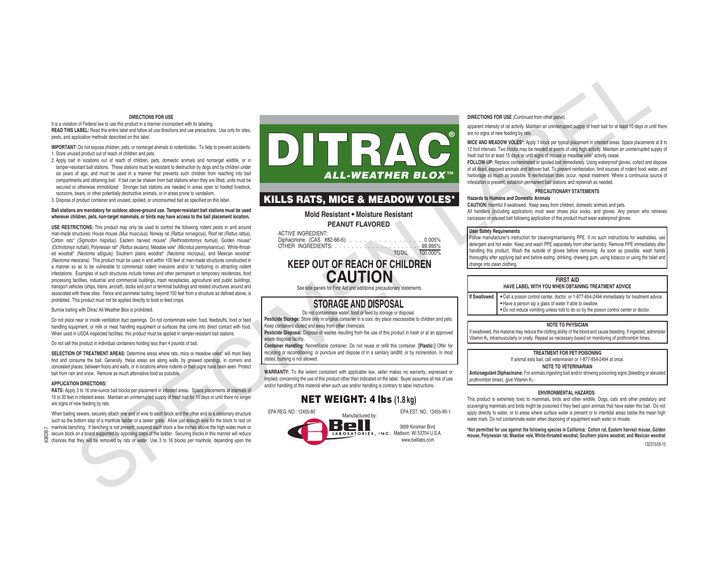## DIRECTIONS FOR USE

It is a violation of Federal law to use this product in a manner inconsistent with its labeling.

**READ THIS LABEL:** Read this entire label and follow all use directions and use precautions. Use only for sites, pests, and application methods described on this label.

**IMPORTANT:** Do not expose children, pets, or nontarget animals to rodenticides. To help to prevent accidents:

1. Store unused product out of reach of children and pets.
2. Apply bait in locations out of reach of children, pets, domestic animals and nontarget wildlife, or in tamper-resistant bait stations. These stations must be resistant to destruction by dogs and by children under six years of age, and must be used in a manner that prevents such children from reaching into bait compartments and obtaining bait. If bait can be shaken from bait stations when they are lifted, units must be secured or otherwise immobilized. Stronger bait stations are needed in areas open to hoofed livestock, raccoons, bears, or other potentially destructive animals, or in areas prone to vandalism.
3. Dispose of product container and unused, spoiled, or unconsumed bait as specified on this label.

**Bait stations are mandatory for outdoor, above-ground use. Tamper-resistant bait stations must be used wherever children, pets, non-target mammals, or birds may have access to the bait placement location.**

**USE RESTRICTIONS:** This product may only be used to control the following rodent pests in and around man-made structures: House mouse *(Mus musculus)*, Norway rat *(Rattus norvegicus)*, Roof rat *(Rattus rattus)*, Cotton rats* *(Sigmodon hispidus)*, Eastern harvest mouse* *(Reithrodontomys humuli)*, Golden mouse* *(Ochrotomys nuttalli)*, Polynesian rat* *(Rattus exulans)*, Meadow vole* *(Microtus pennsylvanicus)*, White-throated woodrat* *(Neotoma albigula)*, Southern plains woodrat* *(Neotoma micropus)*, and Mexican woodrat* *(Neotoma mexicana)*. This product must be used in and within 100 feet of man-made structures constructed in a manner so as to be vulnerable to commensal rodent invasions and/or to harboring or attracting rodent infestations. Examples of such structures include homes and other permanent or temporary residences, food processing facilities, industrial and commercial buildings, trash receptacles, agricultural and public buildings, transport vehicles (ships, trains, aircraft), docks and port or terminal buildings and related structures around and associated with these sites. Fence and perimeter baiting, beyond 100 feet from a structure as defined above, is prohibited. This product must not be applied directly to food or feed crops.

Burrow baiting with Ditrac All-Weather Blox is prohibited.

Do not place near or inside ventilation duct openings. Do not contaminate water, food, feedstuffs, food or feed handling equipment, or milk or meat handling equipment or surfaces that come into direct contact with food. When used in USDA inspected facilities, this product must be applied in tamper-resistant bait stations.

Do not sell this product in individual containers holding less than 4 pounds of bait.

**SELECTION OF TREATMENT AREAS:** Determine areas where rats, mice or meadow voles* will most likely find and consume the bait. Generally, these areas are along walls, by gnawed openings, in corners and concealed places, between floors and walls, or in locations where rodents or their signs have been seen. Protect bait from rain and snow. Remove as much alternative food as possible.

### APPLICATION DIRECTIONS:

**RATS:** Apply 3 to 16 one-ounce bait blocks per placement in infested areas. Space placements at intervals of 15 to 30 feet in infested areas. Maintain an uninterrupted supply of fresh bait for 10 days or until there no longer are signs of new feeding by rats.

When baiting sewers, securely attach one end of wire to each block and the other end to a stationary structure such as the bottom step of a manhole ladder or a sewer grate. Allow just enough wire for the block to rest on manhole benching. If benching is not present, suspend each block a few inches above the high water mark or secure block on a board supported by opposing steps of the ladder. Securing blocks in this manner will reduce chances that they will be removed by rats or water. Use 3 to 16 blocks per manhole, depending upon the

608DB-7

# DITRAC®

## ALL-WEATHER BLOX™

## KILLS RATS, MICE & MEADOW VOLES*

**Mold Resistant • Moisture Resistant**

**PEANUT FLAVORED**

| | |
|---|---|
| ACTIVE INGREDIENT: | |
| Diphacinone (CAS #82-66-6): | 0.005% |
| OTHER INGREDIENTS: | 99.995% |
| TOTAL | 100.000% |

## KEEP OUT OF REACH OF CHILDREN

## CAUTION

See side panels for First Aid and additional precautionary statements.

## STORAGE AND DISPOSAL

Do not contaminate water, food or feed by storage or disposal.

**Pesticide Storage:** Store only in original container in a cool, dry place inaccessible to children and pets. Keep containers closed and away from other chemicals.

**Pesticide Disposal:** Dispose of wastes resulting from the use of this product in trash or at an approved waste disposal facility.

**Container Handling:** Nonrefillable container. Do not reuse or refill this container. **[Plastic:]** Offer for recycling or reconditioning; or puncture and dispose of in a sanitary landfill; or by incineration. In most states, burning is not allowed.

**WARRANTY:** To the extent consistent with applicable law, seller makes no warranty, expressed or implied, concerning the use of this product other than indicated on the label. Buyer assumes all risk of use and/or handling of this material when such use and/or handling is contrary to label instructions.

## NET WEIGHT: 4 lbs (1.8 kg)

EPA REG. NO.: 12455-80

EPA EST. NO.: 12455-WI-1

Manufactured by:

Bell Laboratories, Inc.
3699 Kinsman Blvd.
Madison, WI 53704 U.S.A.
www.belllabs.com

**DIRECTIONS FOR USE** (Continued from other panel)

apparent intensity of rat activity. Maintain an uninterrupted supply of fresh bait for at least 10 days or until there are no signs of new feeding by rats.

**MICE AND MEADOW VOLES*:** Apply 1 block per typical placement in infested areas. Space placements at 8 to 12 foot intervals. Two blocks may be needed at points of very high activity. Maintain an uninterrupted supply of fresh bait for at least 15 days or until signs of mouse or meadow vole* activity cease.

**FOLLOW-UP:** Replace contaminated or spoiled bait immediately. Using waterproof gloves, collect and dispose of all dead, exposed animals and leftover bait. To prevent reinfestation, limit sources of rodent food, water, and harborage as much as possible. If reinfestation does occur, repeat treatment. Where a continuous source of infestation is present, establish permanent bait stations and replenish as needed.

### PRECAUTIONARY STATEMENTS

**Hazards to Humans and Domestic Animals**

**CAUTION:** Harmful if swallowed. Keep away from children, domestic animals and pets.

All handlers (including applicators) must wear shoes plus socks, and gloves. Any person who retrieves carcasses or unused bait following application of this product must wear waterproof gloves.

**User Safety Requirements**

Follow manufacturer's instruction for cleaning/maintaining PPE. If no such instructions for washables, use detergent and hot water. Keep and wash PPE separately from other laundry. Remove PPE immediately after handling this product. Wash the outside of gloves before removing. As soon as possible, wash hands thoroughly after applying bait and before eating, drinking, chewing gum, using tobacco or using the toilet and change into clean clothing.

### FIRST AID

**HAVE LABEL WITH YOU WHEN OBTAINING TREATMENT ADVICE**

| | |
|---|---|
| **If Swallowed** | • Call a poison control center, doctor, or 1-877-854-2494 immediately for treatment advice.<br>• Have a person sip a glass of water if able to swallow.<br>• Do not induce vomiting unless told to do so by the poison control center or doctor. |

**NOTE TO PHYSICIAN**

If swallowed, this material may reduce the clotting ability of the blood and cause bleeding. If ingested, administer Vitamin $K_1$ intramuscularly or orally. Repeat as necessary based on monitoring of prothrombin times.

**TREATMENT FOR PET POISONING**

If animal eats bait, call veterinarian or 1-877-854-2494 at once.

**NOTE TO VETERINARIAN**

**Anticoagulant Diphacinone:** For animals ingesting bait and/or showing poisoning signs (bleeding or elevated prothrombin times), give Vitamin $K_1$.

### ENVIRONMENTAL HAZARDS

This product is extremely toxic to mammals, birds and other wildlife. Dogs, cats and other predatory and scavenging mammals and birds might be poisoned if they feed upon animals that have eaten this bait. Do not apply directly to water, or to areas where surface water is present or to intertidal areas below the mean high water mark. Do not contaminate water when disposing of equipment wash water or rinsate.

**\*Not permitted for use against the following species in California: Cotton rat, Eastern harvest mouse, Golden mouse, Polynesian rat, Meadow vole, White-throated woodrat, Southern plains woodrat, and Mexican woodrat**

102315/09-15